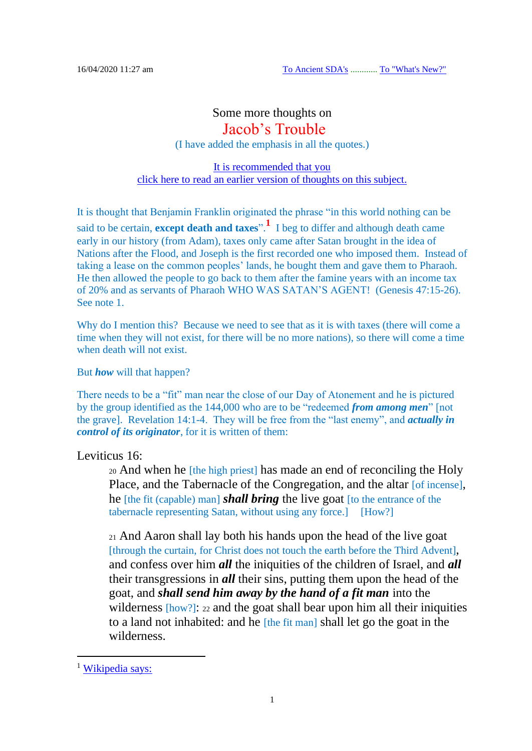16/04/2020 11:27 am

To Ancient SDA's ............ To "What's New?"

# Some more thoughts on Jacob's Trouble

(I have added the emphasis in all the quotes.)

It is recommended that you
click here to read an earlier version of thoughts on this subject.

It is thought that Benjamin Franklin originated the phrase "in this world nothing can be said to be certain, **except death and taxes**".[1] I beg to differ and although death came early in our history (from Adam), taxes only came after Satan brought in the idea of Nations after the Flood, and Joseph is the first recorded one who imposed them. Instead of taking a lease on the common peoples' lands, he bought them and gave them to Pharaoh. He then allowed the people to go back to them after the famine years with an income tax of 20% and as servants of Pharaoh WHO WAS SATAN'S AGENT! (Genesis 47:15-26). See note 1.

Why do I mention this? Because we need to see that as it is with taxes (there will come a time when they will not exist, for there will be no more nations), so there will come a time when death will not exist.

But ***how*** will that happen?

There needs to be a "fit" man near the close of our Day of Atonement and he is pictured by the group identified as the 144,000 who are to be "redeemed ***from among men***" [not the grave]. Revelation 14:1-4. They will be free from the "last enemy", and ***actually in control of its originator***, for it is written of them:

Leviticus 16:

> 20 And when he [the high priest] has made an end of reconciling the Holy Place, and the Tabernacle of the Congregation, and the altar [of incense], he [the fit (capable) man] ***shall bring*** the live goat [to the entrance of the tabernacle representing Satan, without using any force.] [How?]
>
> 21 And Aaron shall lay both his hands upon the head of the live goat [through the curtain, for Christ does not touch the earth before the Third Advent], and confess over him ***all*** the iniquities of the children of Israel, and ***all*** their transgressions in ***all*** their sins, putting them upon the head of the goat, and ***shall send him away by the hand of a fit man*** into the wilderness [how?]: 22 and the goat shall bear upon him all their iniquities to a land not inhabited: and he [the fit man] shall let go the goat in the wilderness.

[1] Wikipedia says: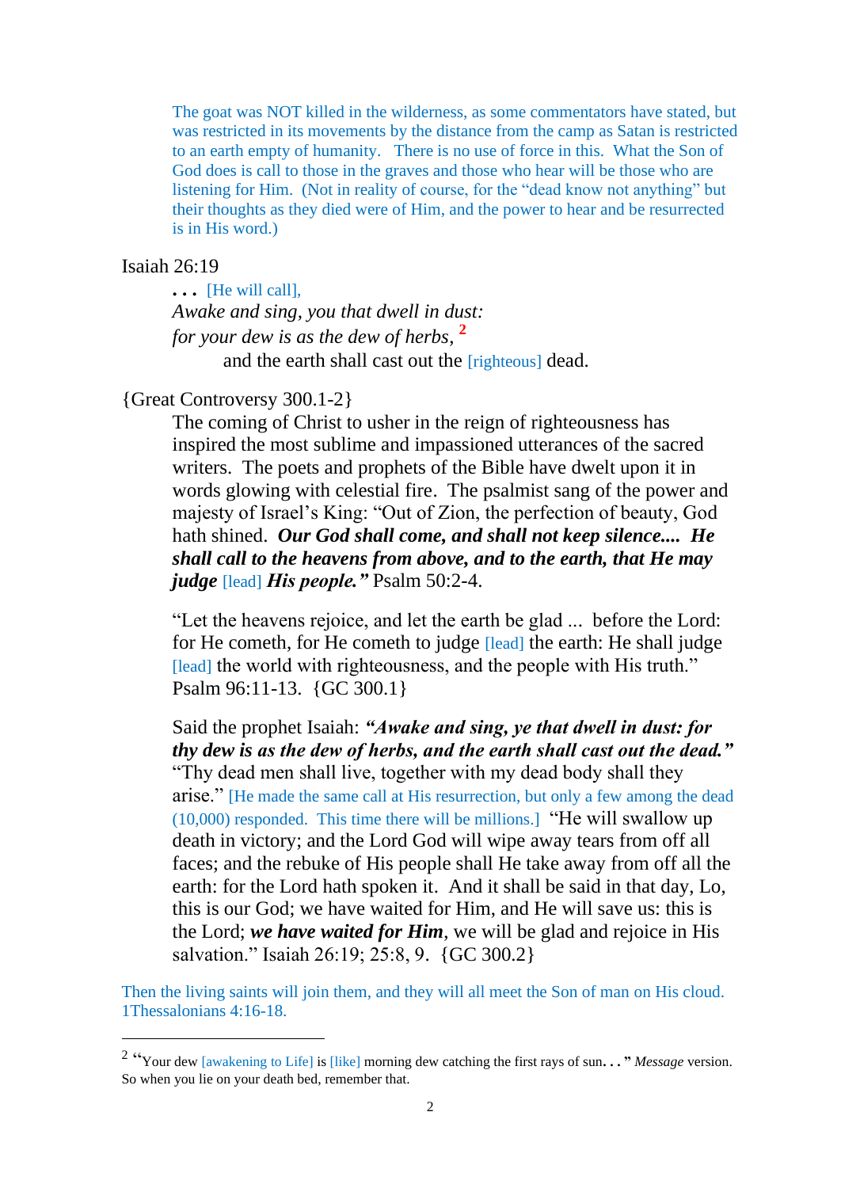The goat was NOT killed in the wilderness, as some commentators have stated, but was restricted in its movements by the distance from the camp as Satan is restricted to an earth empty of humanity. There is no use of force in this. What the Son of God does is call to those in the graves and those who hear will be those who are listening for Him. (Not in reality of course, for the "dead know not anything" but their thoughts as they died were of Him, and the power to hear and be resurrected is in His word.)

Isaiah 26:19

> **. . .** [He will call],
> *Awake and sing, you that dwell in dust:*
> *for your dew is as the dew of herbs,* [2]
> and the earth shall cast out the [righteous] dead.

{Great Controversy 300.1-2}

> The coming of Christ to usher in the reign of righteousness has inspired the most sublime and impassioned utterances of the sacred writers. The poets and prophets of the Bible have dwelt upon it in words glowing with celestial fire. The psalmist sang of the power and majesty of Israel's King: "Out of Zion, the perfection of beauty, God hath shined. ***Our God shall come, and shall not keep silence.... He shall call to the heavens from above, and to the earth, that He may judge*** [lead] ***His people."*** Psalm 50:2-4.
>
> "Let the heavens rejoice, and let the earth be glad ... before the Lord: for He cometh, for He cometh to judge [lead] the earth: He shall judge [lead] the world with righteousness, and the people with His truth." Psalm 96:11-13. {GC 300.1}
>
> Said the prophet Isaiah: ***"Awake and sing, ye that dwell in dust: for thy dew is as the dew of herbs, and the earth shall cast out the dead."*** "Thy dead men shall live, together with my dead body shall they arise." [He made the same call at His resurrection, but only a few among the dead (10,000) responded. This time there will be millions.] "He will swallow up death in victory; and the Lord God will wipe away tears from off all faces; and the rebuke of His people shall He take away from off all the earth: for the Lord hath spoken it. And it shall be said in that day, Lo, this is our God; we have waited for Him, and He will save us: this is the Lord; ***we have waited for Him***, we will be glad and rejoice in His salvation." Isaiah 26:19; 25:8, 9. {GC 300.2}

Then the living saints will join them, and they will all meet the Son of man on His cloud. 1Thessalonians 4:16-18.

---

[2] "Your dew [awakening to Life] is [like] morning dew catching the first rays of sun**. . .**" *Message* version. So when you lie on your death bed, remember that.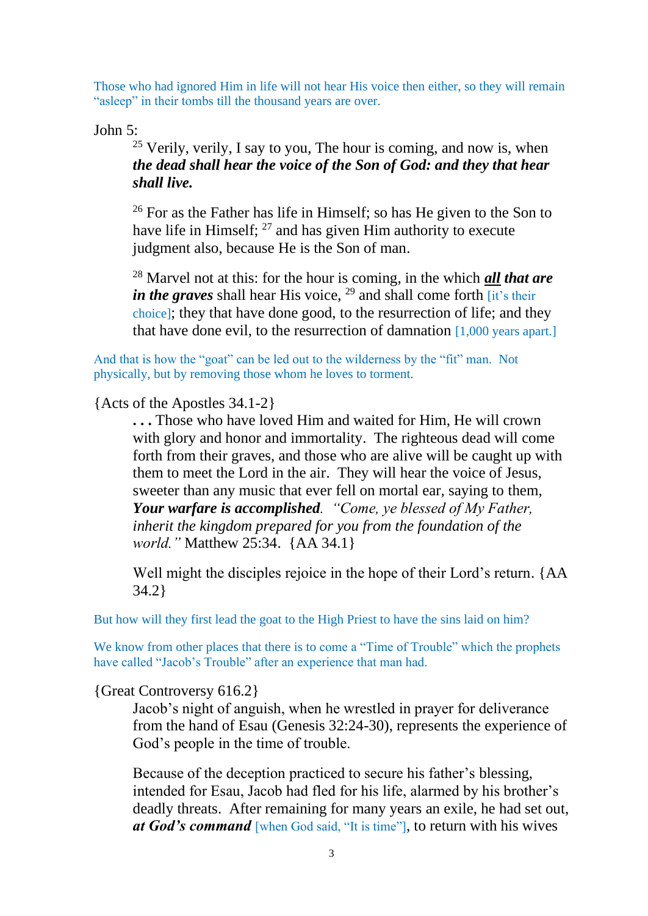Those who had ignored Him in life will not hear His voice then either, so they will remain "asleep" in their tombs till the thousand years are over.

John 5:

> 25 Verily, verily, I say to you, The hour is coming, and now is, when ***the dead shall hear the voice of the Son of God: and they that hear shall live.***
>
> 26 For as the Father has life in Himself; so has He given to the Son to have life in Himself; 27 and has given Him authority to execute judgment also, because He is the Son of man.
>
> 28 Marvel not at this: for the hour is coming, in the which ***<u>all</u> that are in the graves*** shall hear His voice, 29 and shall come forth [it's their choice]; they that have done good, to the resurrection of life; and they that have done evil, to the resurrection of damnation [1,000 years apart.]

And that is how the "goat" can be led out to the wilderness by the "fit" man. Not physically, but by removing those whom he loves to torment.

{Acts of the Apostles 34.1-2}

> ***. . .*** Those who have loved Him and waited for Him, He will crown with glory and honor and immortality. The righteous dead will come forth from their graves, and those who are alive will be caught up with them to meet the Lord in the air. They will hear the voice of Jesus, sweeter than any music that ever fell on mortal ear, saying to them, ***Your warfare is accomplished****.* *"Come, ye blessed of My Father, inherit the kingdom prepared for you from the foundation of the world."* Matthew 25:34. {AA 34.1}
>
> Well might the disciples rejoice in the hope of their Lord's return. {AA 34.2}

But how will they first lead the goat to the High Priest to have the sins laid on him?

We know from other places that there is to come a "Time of Trouble" which the prophets have called "Jacob's Trouble" after an experience that man had.

{Great Controversy 616.2}

> Jacob's night of anguish, when he wrestled in prayer for deliverance from the hand of Esau (Genesis 32:24-30), represents the experience of God's people in the time of trouble.
>
> Because of the deception practiced to secure his father's blessing, intended for Esau, Jacob had fled for his life, alarmed by his brother's deadly threats. After remaining for many years an exile, he had set out, ***at God's command*** [when God said, "It is time"], to return with his wives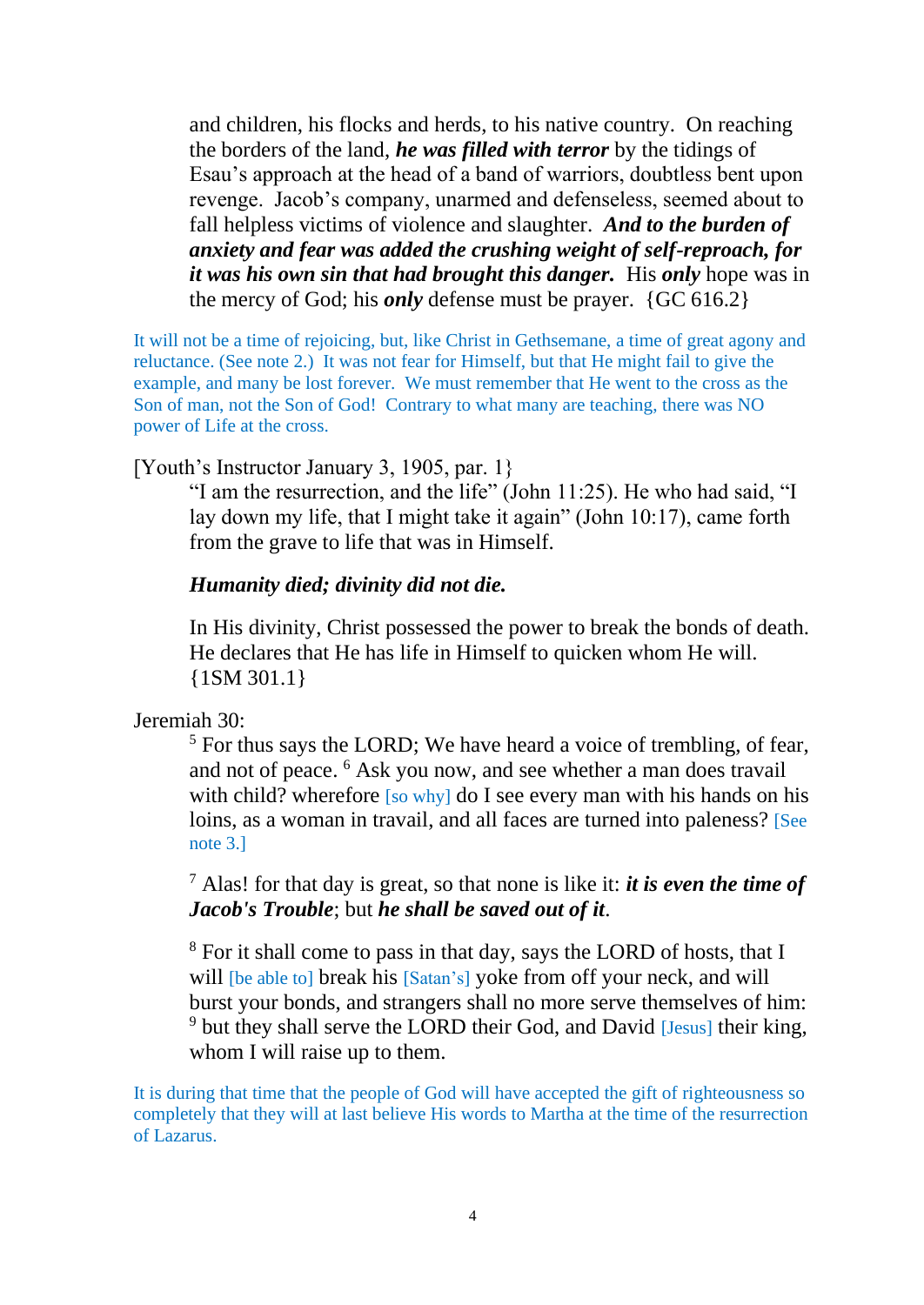and children, his flocks and herds, to his native country. On reaching the borders of the land, ***he was filled with terror*** by the tidings of Esau's approach at the head of a band of warriors, doubtless bent upon revenge. Jacob's company, unarmed and defenseless, seemed about to fall helpless victims of violence and slaughter. ***And to the burden of anxiety and fear was added the crushing weight of self-reproach, for it was his own sin that had brought this danger.*** His ***only*** hope was in the mercy of God; his ***only*** defense must be prayer. {GC 616.2}

It will not be a time of rejoicing, but, like Christ in Gethsemane, a time of great agony and reluctance. (See note 2.) It was not fear for Himself, but that He might fail to give the example, and many be lost forever. We must remember that He went to the cross as the Son of man, not the Son of God! Contrary to what many are teaching, there was NO power of Life at the cross.

[Youth's Instructor January 3, 1905, par. 1}

"I am the resurrection, and the life" (John 11:25). He who had said, "I lay down my life, that I might take it again" (John 10:17), came forth from the grave to life that was in Himself.

***Humanity died; divinity did not die.***

In His divinity, Christ possessed the power to break the bonds of death. He declares that He has life in Himself to quicken whom He will. {1SM 301.1}

Jeremiah 30:

[5] For thus says the LORD; We have heard a voice of trembling, of fear, and not of peace. [6] Ask you now, and see whether a man does travail with child? wherefore [so why] do I see every man with his hands on his loins, as a woman in travail, and all faces are turned into paleness? [See note 3.]

[7] Alas! for that day is great, so that none is like it: ***it is even the time of Jacob's Trouble***; but ***he shall be saved out of it***.

[8] For it shall come to pass in that day, says the LORD of hosts, that I will [be able to] break his [Satan's] yoke from off your neck, and will burst your bonds, and strangers shall no more serve themselves of him: [9] but they shall serve the LORD their God, and David [Jesus] their king, whom I will raise up to them.

It is during that time that the people of God will have accepted the gift of righteousness so completely that they will at last believe His words to Martha at the time of the resurrection of Lazarus.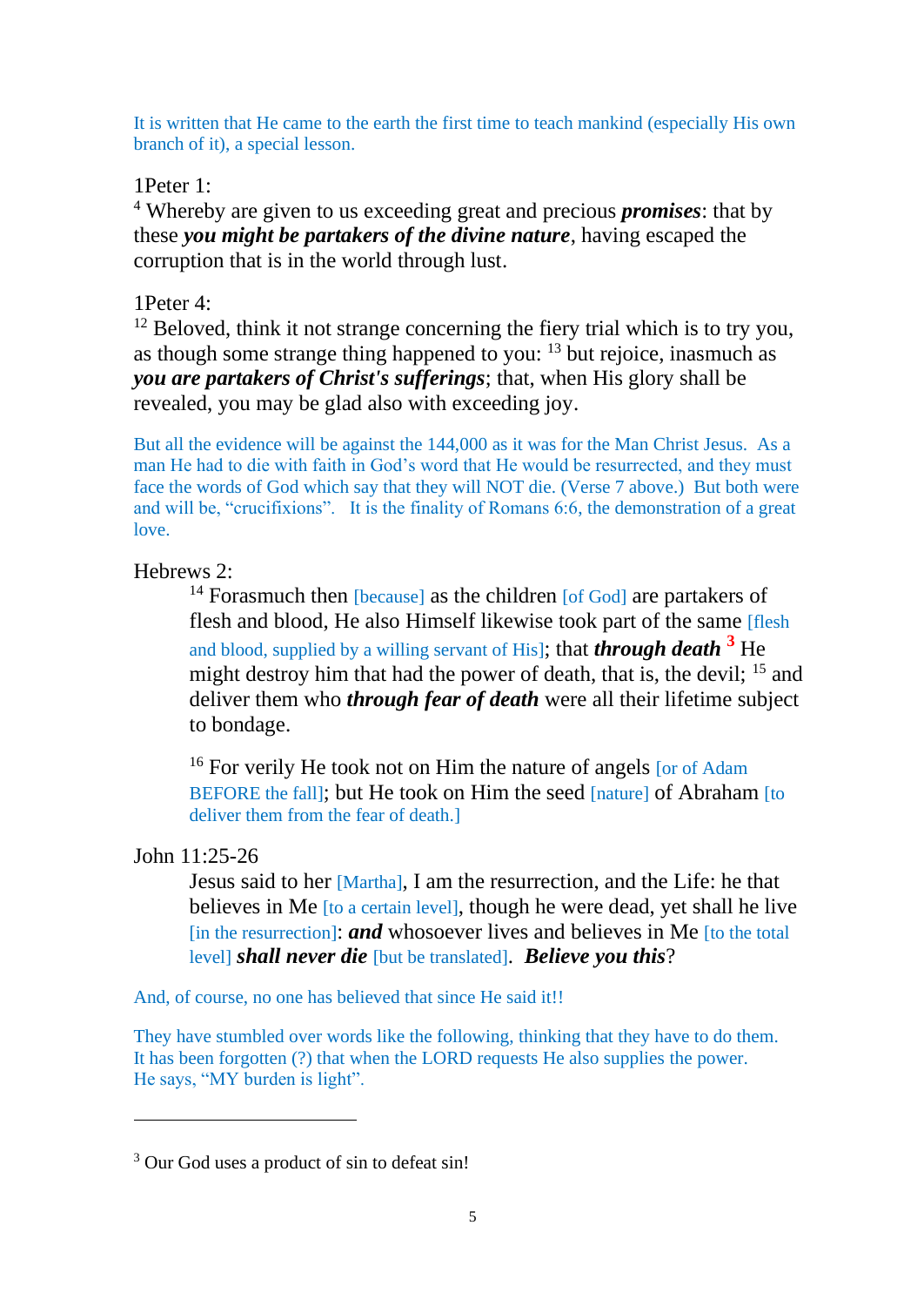It is written that He came to the earth the first time to teach mankind (especially His own branch of it), a special lesson.

1Peter 1:
[4] Whereby are given to us exceeding great and precious ***promises***: that by these ***you might be partakers of the divine nature***, having escaped the corruption that is in the world through lust.

1Peter 4:
[12] Beloved, think it not strange concerning the fiery trial which is to try you, as though some strange thing happened to you: [13] but rejoice, inasmuch as ***you are partakers of Christ's sufferings***; that, when His glory shall be revealed, you may be glad also with exceeding joy.

But all the evidence will be against the 144,000 as it was for the Man Christ Jesus. As a man He had to die with faith in God's word that He would be resurrected, and they must face the words of God which say that they will NOT die. (Verse 7 above.) But both were and will be, "crucifixions". It is the finality of Romans 6:6, the demonstration of a great love.

Hebrews 2:

> [14] Forasmuch then [because] as the children [of God] are partakers of flesh and blood, He also Himself likewise took part of the same [flesh and blood, supplied by a willing servant of His]; that ***through death*** [3] He might destroy him that had the power of death, that is, the devil; [15] and deliver them who ***through fear of death*** were all their lifetime subject to bondage.
>
> [16] For verily He took not on Him the nature of angels [or of Adam BEFORE the fall]; but He took on Him the seed [nature] of Abraham [to deliver them from the fear of death.]

John 11:25-26

> Jesus said to her [Martha], I am the resurrection, and the Life: he that believes in Me [to a certain level], though he were dead, yet shall he live [in the resurrection]: ***and*** whosoever lives and believes in Me [to the total level] ***shall never die*** [but be translated]. ***Believe you this***?

And, of course, no one has believed that since He said it!!

They have stumbled over words like the following, thinking that they have to do them. It has been forgotten (?) that when the LORD requests He also supplies the power. He says, "MY burden is light".

---

[3] Our God uses a product of sin to defeat sin!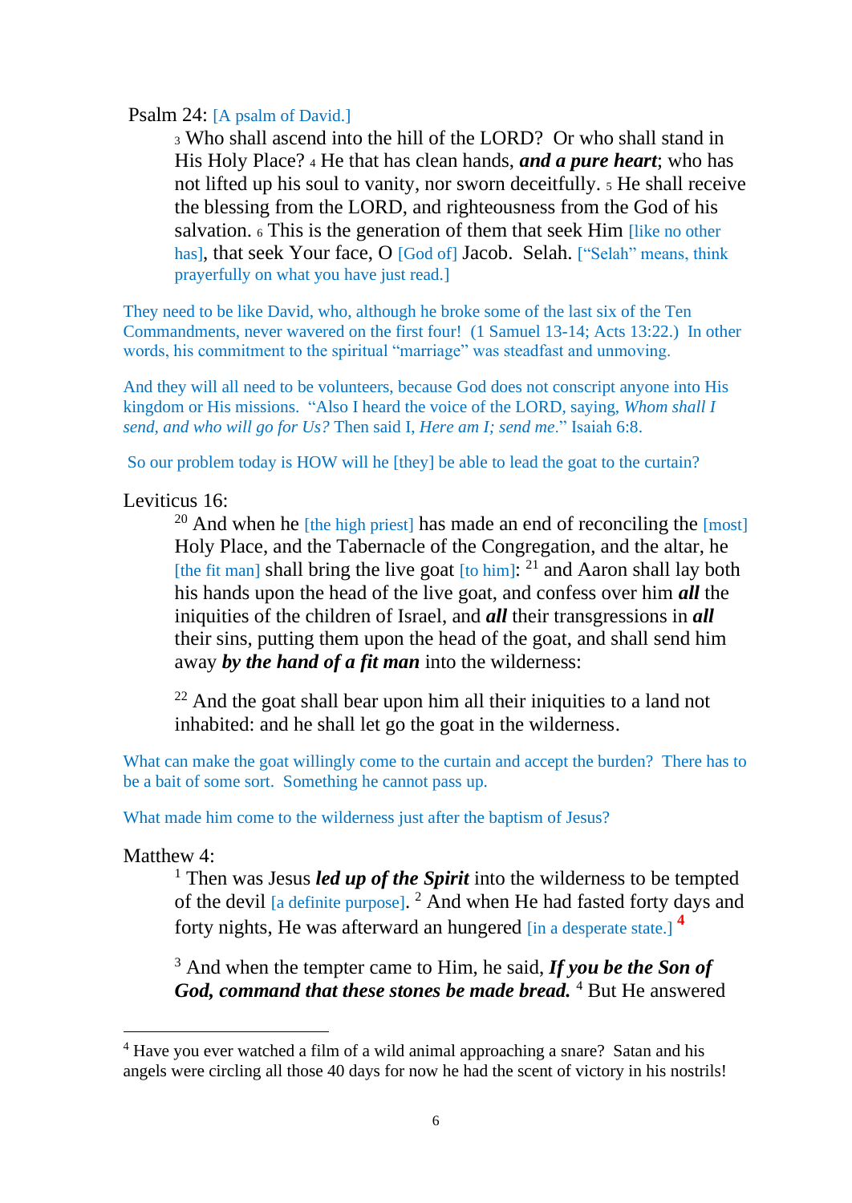Psalm 24: [A psalm of David.]

> [3] Who shall ascend into the hill of the LORD? Or who shall stand in His Holy Place? [4] He that has clean hands, ***and a pure heart***; who has not lifted up his soul to vanity, nor sworn deceitfully. [5] He shall receive the blessing from the LORD, and righteousness from the God of his salvation. [6] This is the generation of them that seek Him [like no other has], that seek Your face, O [God of] Jacob. Selah. ["Selah" means, think prayerfully on what you have just read.]

They need to be like David, who, although he broke some of the last six of the Ten Commandments, never wavered on the first four! (1 Samuel 13-14; Acts 13:22.) In other words, his commitment to the spiritual "marriage" was steadfast and unmoving.

And they will all need to be volunteers, because God does not conscript anyone into His kingdom or His missions. "Also I heard the voice of the LORD, saying, *Whom shall I send, and who will go for Us?* Then said I, *Here am I; send me*." Isaiah 6:8.

So our problem today is HOW will he [they] be able to lead the goat to the curtain?

Leviticus 16:

> [20] And when he [the high priest] has made an end of reconciling the [most] Holy Place, and the Tabernacle of the Congregation, and the altar, he [the fit man] shall bring the live goat [to him]: [21] and Aaron shall lay both his hands upon the head of the live goat, and confess over him ***all*** the iniquities of the children of Israel, and ***all*** their transgressions in ***all*** their sins, putting them upon the head of the goat, and shall send him away ***by the hand of a fit man*** into the wilderness:
>
> [22] And the goat shall bear upon him all their iniquities to a land not inhabited: and he shall let go the goat in the wilderness.

What can make the goat willingly come to the curtain and accept the burden? There has to be a bait of some sort. Something he cannot pass up.

What made him come to the wilderness just after the baptism of Jesus?

Matthew 4:

> [1] Then was Jesus ***led up of the Spirit*** into the wilderness to be tempted of the devil [a definite purpose]. [2] And when He had fasted forty days and forty nights, He was afterward an hungered [in a desperate state.] [4]
>
> [3] And when the tempter came to Him, he said, ***If you be the Son of God, command that these stones be made bread.*** [4] But He answered

---

[4] Have you ever watched a film of a wild animal approaching a snare? Satan and his angels were circling all those 40 days for now he had the scent of victory in his nostrils!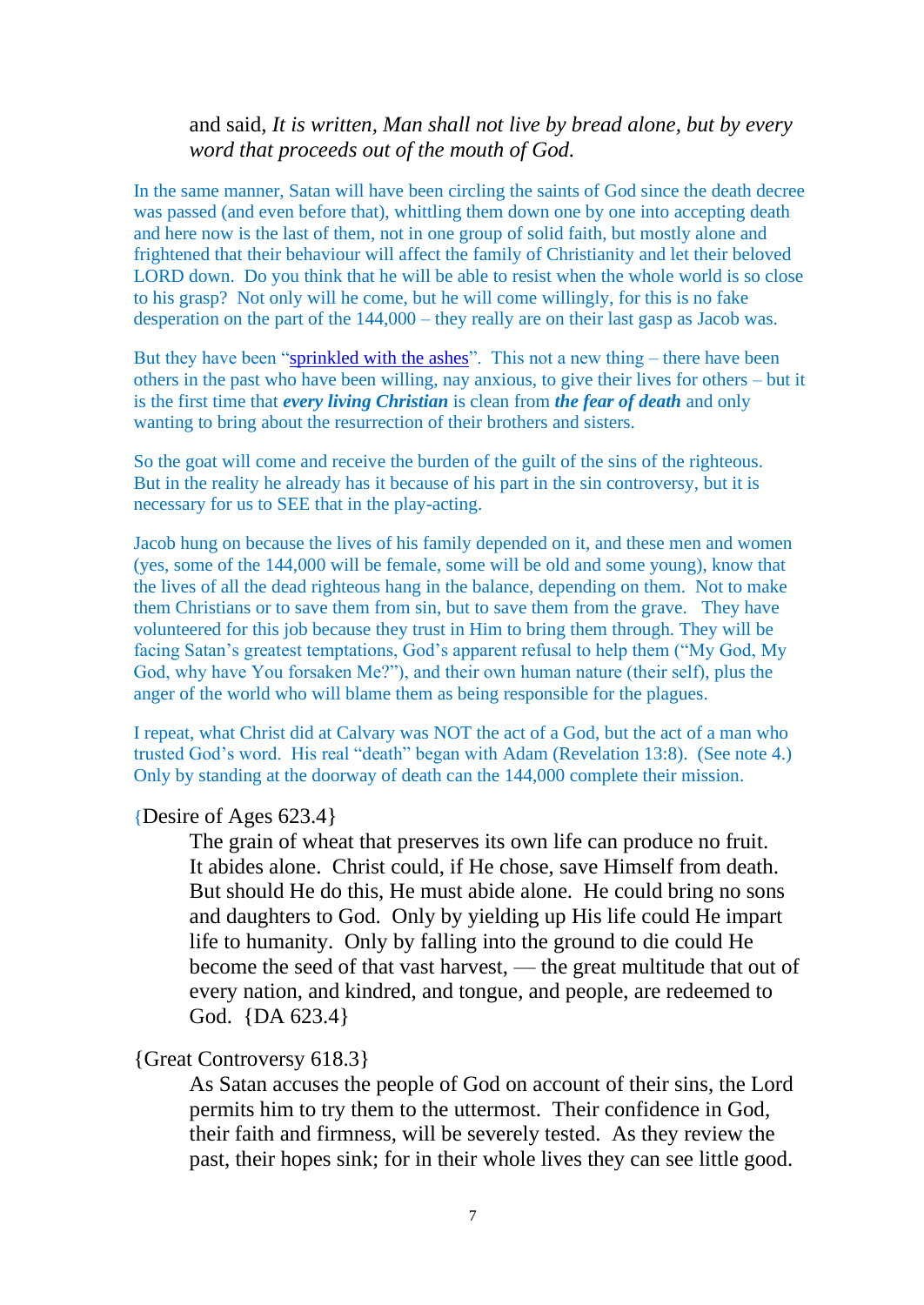> and said, *It is written, Man shall not live by bread alone, but by every word that proceeds out of the mouth of God.*

In the same manner, Satan will have been circling the saints of God since the death decree was passed (and even before that), whittling them down one by one into accepting death and here now is the last of them, not in one group of solid faith, but mostly alone and frightened that their behaviour will affect the family of Christianity and let their beloved LORD down. Do you think that he will be able to resist when the whole world is so close to his grasp? Not only will he come, but he will come willingly, for this is no fake desperation on the part of the 144,000 – they really are on their last gasp as Jacob was.

But they have been "sprinkled with the ashes". This not a new thing – there have been others in the past who have been willing, nay anxious, to give their lives for others – but it is the first time that ***every living Christian*** is clean from ***the fear of death*** and only wanting to bring about the resurrection of their brothers and sisters.

So the goat will come and receive the burden of the guilt of the sins of the righteous. But in the reality he already has it because of his part in the sin controversy, but it is necessary for us to SEE that in the play-acting.

Jacob hung on because the lives of his family depended on it, and these men and women (yes, some of the 144,000 will be female, some will be old and some young), know that the lives of all the dead righteous hang in the balance, depending on them. Not to make them Christians or to save them from sin, but to save them from the grave. They have volunteered for this job because they trust in Him to bring them through. They will be facing Satan's greatest temptations, God's apparent refusal to help them ("My God, My God, why have You forsaken Me?"), and their own human nature (their self), plus the anger of the world who will blame them as being responsible for the plagues.

I repeat, what Christ did at Calvary was NOT the act of a God, but the act of a man who trusted God's word. His real "death" began with Adam (Revelation 13:8). (See note 4.) Only by standing at the doorway of death can the 144,000 complete their mission.

{Desire of Ages 623.4}

> The grain of wheat that preserves its own life can produce no fruit. It abides alone. Christ could, if He chose, save Himself from death. But should He do this, He must abide alone. He could bring no sons and daughters to God. Only by yielding up His life could He impart life to humanity. Only by falling into the ground to die could He become the seed of that vast harvest, — the great multitude that out of every nation, and kindred, and tongue, and people, are redeemed to God. {DA 623.4}

{Great Controversy 618.3}

> As Satan accuses the people of God on account of their sins, the Lord permits him to try them to the uttermost. Their confidence in God, their faith and firmness, will be severely tested. As they review the past, their hopes sink; for in their whole lives they can see little good.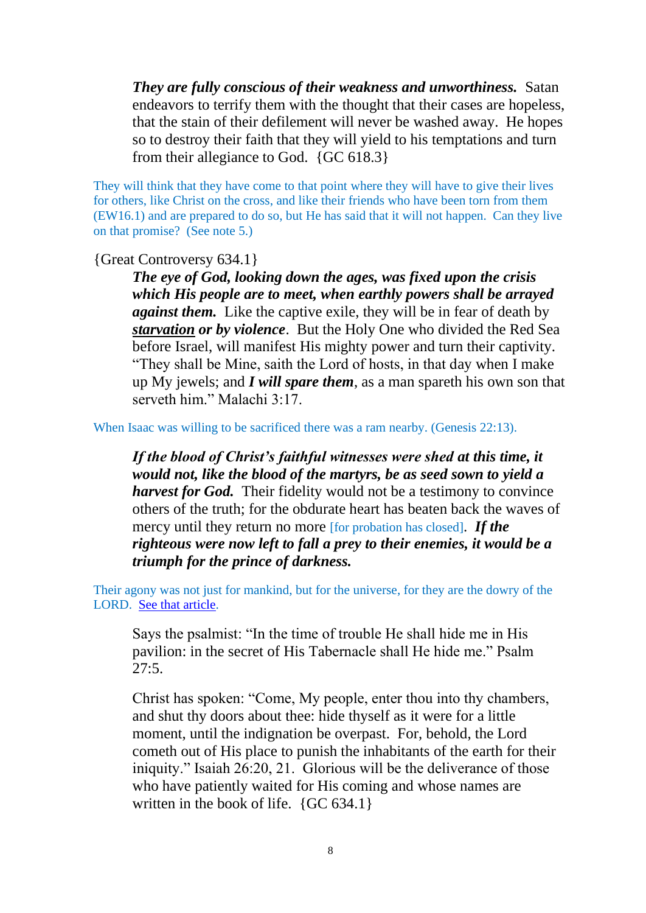> ***They are fully conscious of their weakness and unworthiness.*** Satan endeavors to terrify them with the thought that their cases are hopeless, that the stain of their defilement will never be washed away. He hopes so to destroy their faith that they will yield to his temptations and turn from their allegiance to God. {GC 618.3}

They will think that they have come to that point where they will have to give their lives for others, like Christ on the cross, and like their friends who have been torn from them (EW16.1) and are prepared to do so, but He has said that it will not happen. Can they live on that promise? (See note 5.)

{Great Controversy 634.1}

> ***The eye of God, looking down the ages, was fixed upon the crisis which His people are to meet, when earthly powers shall be arrayed against them.*** Like the captive exile, they will be in fear of death by ***<u>starvation</u> or by violence***. But the Holy One who divided the Red Sea before Israel, will manifest His mighty power and turn their captivity. "They shall be Mine, saith the Lord of hosts, in that day when I make up My jewels; and ***I will spare them***, as a man spareth his own son that serveth him." Malachi 3:17.

When Isaac was willing to be sacrificed there was a ram nearby. (Genesis 22:13).

> ***If the blood of Christ's faithful witnesses were shed at this time, it would not, like the blood of the martyrs, be as seed sown to yield a harvest for God.*** Their fidelity would not be a testimony to convince others of the truth; for the obdurate heart has beaten back the waves of mercy until they return no more [for probation has closed]. ***If the righteous were now left to fall a prey to their enemies, it would be a triumph for the prince of darkness.***

Their agony was not just for mankind, but for the universe, for they are the dowry of the LORD. [See that article](#).

> Says the psalmist: "In the time of trouble He shall hide me in His pavilion: in the secret of His Tabernacle shall He hide me." Psalm 27:5.
>
> Christ has spoken: "Come, My people, enter thou into thy chambers, and shut thy doors about thee: hide thyself as it were for a little moment, until the indignation be overpast. For, behold, the Lord cometh out of His place to punish the inhabitants of the earth for their iniquity." Isaiah 26:20, 21. Glorious will be the deliverance of those who have patiently waited for His coming and whose names are written in the book of life. {GC 634.1}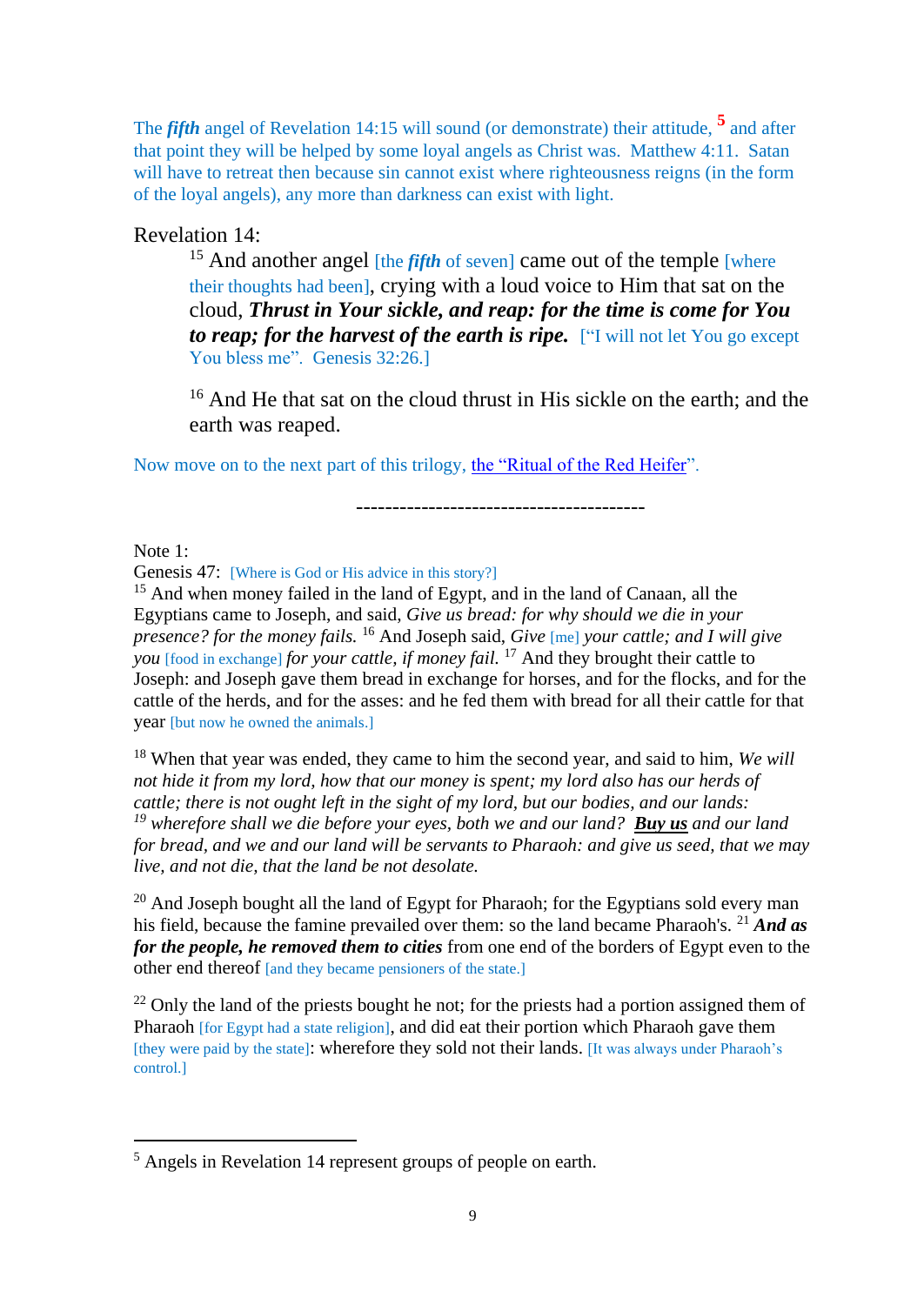The ***fifth*** angel of Revelation 14:15 will sound (or demonstrate) their attitude, [5] and after that point they will be helped by some loyal angels as Christ was. Matthew 4:11. Satan will have to retreat then because sin cannot exist where righteousness reigns (in the form of the loyal angels), any more than darkness can exist with light.

Revelation 14:

> [15] And another angel [the ***fifth*** of seven] came out of the temple [where their thoughts had been], crying with a loud voice to Him that sat on the cloud, ***Thrust in Your sickle, and reap: for the time is come for You to reap; for the harvest of the earth is ripe.*** ["I will not let You go except You bless me". Genesis 32:26.]
>
> [16] And He that sat on the cloud thrust in His sickle on the earth; and the earth was reaped.

Now move on to the next part of this trilogy, the "Ritual of the Red Heifer".

---

Note 1:
Genesis 47: [Where is God or His advice in this story?]
[15] And when money failed in the land of Egypt, and in the land of Canaan, all the Egyptians came to Joseph, and said, *Give us bread: for why should we die in your presence? for the money fails.* [16] And Joseph said, *Give* [me] *your cattle; and I will give you* [food in exchange] *for your cattle, if money fail.* [17] And they brought their cattle to Joseph: and Joseph gave them bread in exchange for horses, and for the flocks, and for the cattle of the herds, and for the asses: and he fed them with bread for all their cattle for that year [but now he owned the animals.]

[18] When that year was ended, they came to him the second year, and said to him, *We will not hide it from my lord, how that our money is spent; my lord also has our herds of cattle; there is not ought left in the sight of my lord, but our bodies, and our lands:* [19] *wherefore shall we die before your eyes, both we and our land?* ***Buy us*** *and our land for bread, and we and our land will be servants to Pharaoh: and give us seed, that we may live, and not die, that the land be not desolate.*

[20] And Joseph bought all the land of Egypt for Pharaoh; for the Egyptians sold every man his field, because the famine prevailed over them: so the land became Pharaoh's. [21] ***And as for the people, he removed them to cities*** from one end of the borders of Egypt even to the other end thereof [and they became pensioners of the state.]

[22] Only the land of the priests bought he not; for the priests had a portion assigned them of Pharaoh [for Egypt had a state religion], and did eat their portion which Pharaoh gave them [they were paid by the state]: wherefore they sold not their lands. [It was always under Pharaoh's control.]

---

[5] Angels in Revelation 14 represent groups of people on earth.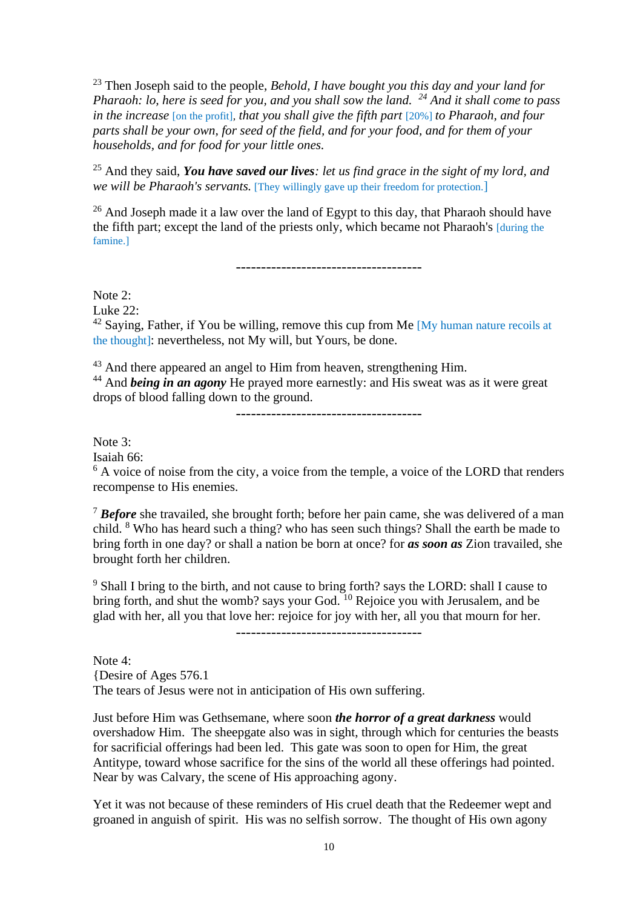[23] Then Joseph said to the people, *Behold, I have bought you this day and your land for Pharaoh: lo, here is seed for you, and you shall sow the land.* [24] *And it shall come to pass in the increase* [on the profit], *that you shall give the fifth part* [20%] *to Pharaoh, and four parts shall be your own, for seed of the field, and for your food, and for them of your households, and for food for your little ones.*

[25] And they said, ***You have saved our lives****: let us find grace in the sight of my lord, and we will be Pharaoh's servants.* [They willingly gave up their freedom for protection.]

[26] And Joseph made it a law over the land of Egypt to this day, that Pharaoh should have the fifth part; except the land of the priests only, which became not Pharaoh's [during the famine.]

---

Note 2:
Luke 22:
[42] Saying, Father, if You be willing, remove this cup from Me [My human nature recoils at the thought]: nevertheless, not My will, but Yours, be done.

[43] And there appeared an angel to Him from heaven, strengthening Him.
[44] And ***being in an agony*** He prayed more earnestly: and His sweat was as it were great drops of blood falling down to the ground.

---

Note 3:
Isaiah 66:
[6] A voice of noise from the city, a voice from the temple, a voice of the LORD that renders recompense to His enemies.

[7] ***Before*** she travailed, she brought forth; before her pain came, she was delivered of a man child. [8] Who has heard such a thing? who has seen such things? Shall the earth be made to bring forth in one day? or shall a nation be born at once? for ***as soon as*** Zion travailed, she brought forth her children.

[9] Shall I bring to the birth, and not cause to bring forth? says the LORD: shall I cause to bring forth, and shut the womb? says your God. [10] Rejoice you with Jerusalem, and be glad with her, all you that love her: rejoice for joy with her, all you that mourn for her.

---

Note 4:
{Desire of Ages 576.1
The tears of Jesus were not in anticipation of His own suffering.

Just before Him was Gethsemane, where soon ***the horror of a great darkness*** would overshadow Him. The sheepgate also was in sight, through which for centuries the beasts for sacrificial offerings had been led. This gate was soon to open for Him, the great Antitype, toward whose sacrifice for the sins of the world all these offerings had pointed. Near by was Calvary, the scene of His approaching agony.

Yet it was not because of these reminders of His cruel death that the Redeemer wept and groaned in anguish of spirit. His was no selfish sorrow. The thought of His own agony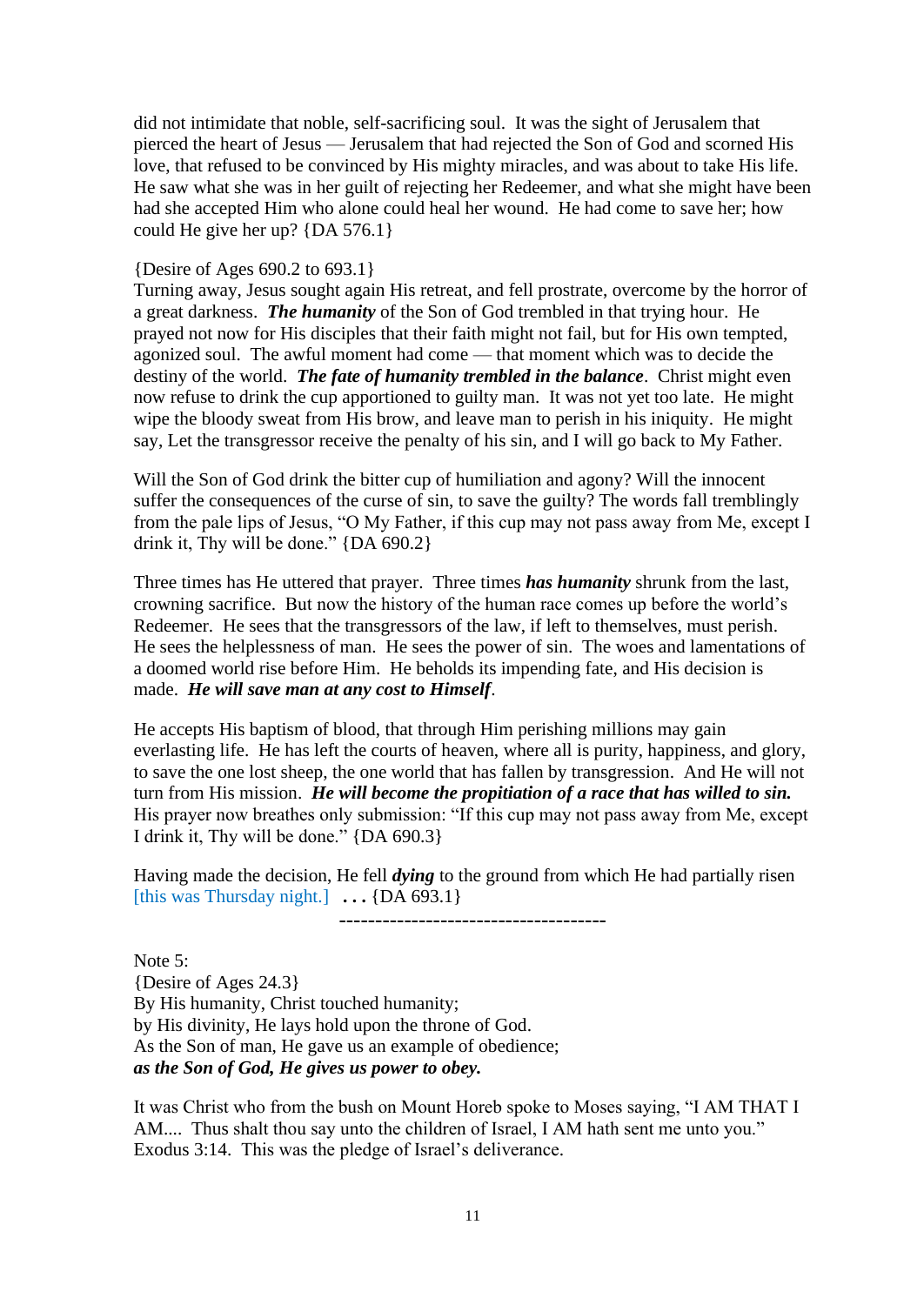did not intimidate that noble, self-sacrificing soul. It was the sight of Jerusalem that pierced the heart of Jesus — Jerusalem that had rejected the Son of God and scorned His love, that refused to be convinced by His mighty miracles, and was about to take His life. He saw what she was in her guilt of rejecting her Redeemer, and what she might have been had she accepted Him who alone could heal her wound. He had come to save her; how could He give her up? {DA 576.1}

{Desire of Ages 690.2 to 693.1}
Turning away, Jesus sought again His retreat, and fell prostrate, overcome by the horror of a great darkness. ***The humanity*** of the Son of God trembled in that trying hour. He prayed not now for His disciples that their faith might not fail, but for His own tempted, agonized soul. The awful moment had come — that moment which was to decide the destiny of the world. ***The fate of humanity trembled in the balance***. Christ might even now refuse to drink the cup apportioned to guilty man. It was not yet too late. He might wipe the bloody sweat from His brow, and leave man to perish in his iniquity. He might say, Let the transgressor receive the penalty of his sin, and I will go back to My Father.

Will the Son of God drink the bitter cup of humiliation and agony? Will the innocent suffer the consequences of the curse of sin, to save the guilty? The words fall tremblingly from the pale lips of Jesus, "O My Father, if this cup may not pass away from Me, except I drink it, Thy will be done." {DA 690.2}

Three times has He uttered that prayer. Three times ***has humanity*** shrunk from the last, crowning sacrifice. But now the history of the human race comes up before the world's Redeemer. He sees that the transgressors of the law, if left to themselves, must perish. He sees the helplessness of man. He sees the power of sin. The woes and lamentations of a doomed world rise before Him. He beholds its impending fate, and His decision is made. ***He will save man at any cost to Himself***.

He accepts His baptism of blood, that through Him perishing millions may gain everlasting life. He has left the courts of heaven, where all is purity, happiness, and glory, to save the one lost sheep, the one world that has fallen by transgression. And He will not turn from His mission. ***He will become the propitiation of a race that has willed to sin.*** His prayer now breathes only submission: "If this cup may not pass away from Me, except I drink it, Thy will be done." {DA 690.3}

Having made the decision, He fell ***dying*** to the ground from which He had partially risen [this was Thursday night.] **. . .** {DA 693.1}

------------------------------------

Note 5:
{Desire of Ages 24.3}
By His humanity, Christ touched humanity;
by His divinity, He lays hold upon the throne of God.
As the Son of man, He gave us an example of obedience;
***as the Son of God, He gives us power to obey.***

It was Christ who from the bush on Mount Horeb spoke to Moses saying, "I AM THAT I AM.... Thus shalt thou say unto the children of Israel, I AM hath sent me unto you." Exodus 3:14. This was the pledge of Israel's deliverance.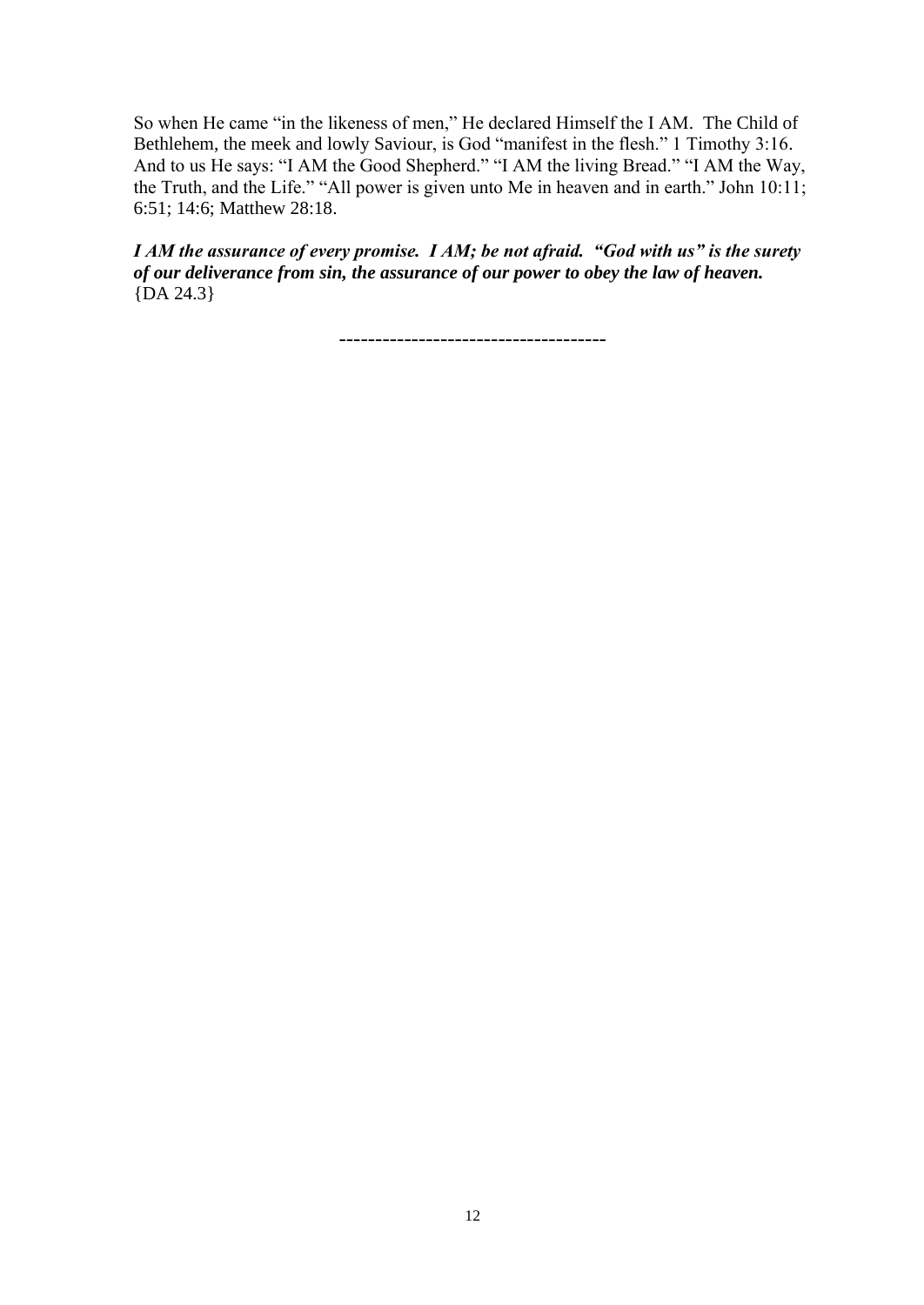So when He came "in the likeness of men," He declared Himself the I AM. The Child of Bethlehem, the meek and lowly Saviour, is God "manifest in the flesh." 1 Timothy 3:16. And to us He says: "I AM the Good Shepherd." "I AM the living Bread." "I AM the Way, the Truth, and the Life." "All power is given unto Me in heaven and in earth." John 10:11; 6:51; 14:6; Matthew 28:18.

***I AM the assurance of every promise. I AM; be not afraid. "God with us" is the surety of our deliverance from sin, the assurance of our power to obey the law of heaven.*** {DA 24.3}

-------------------------------------